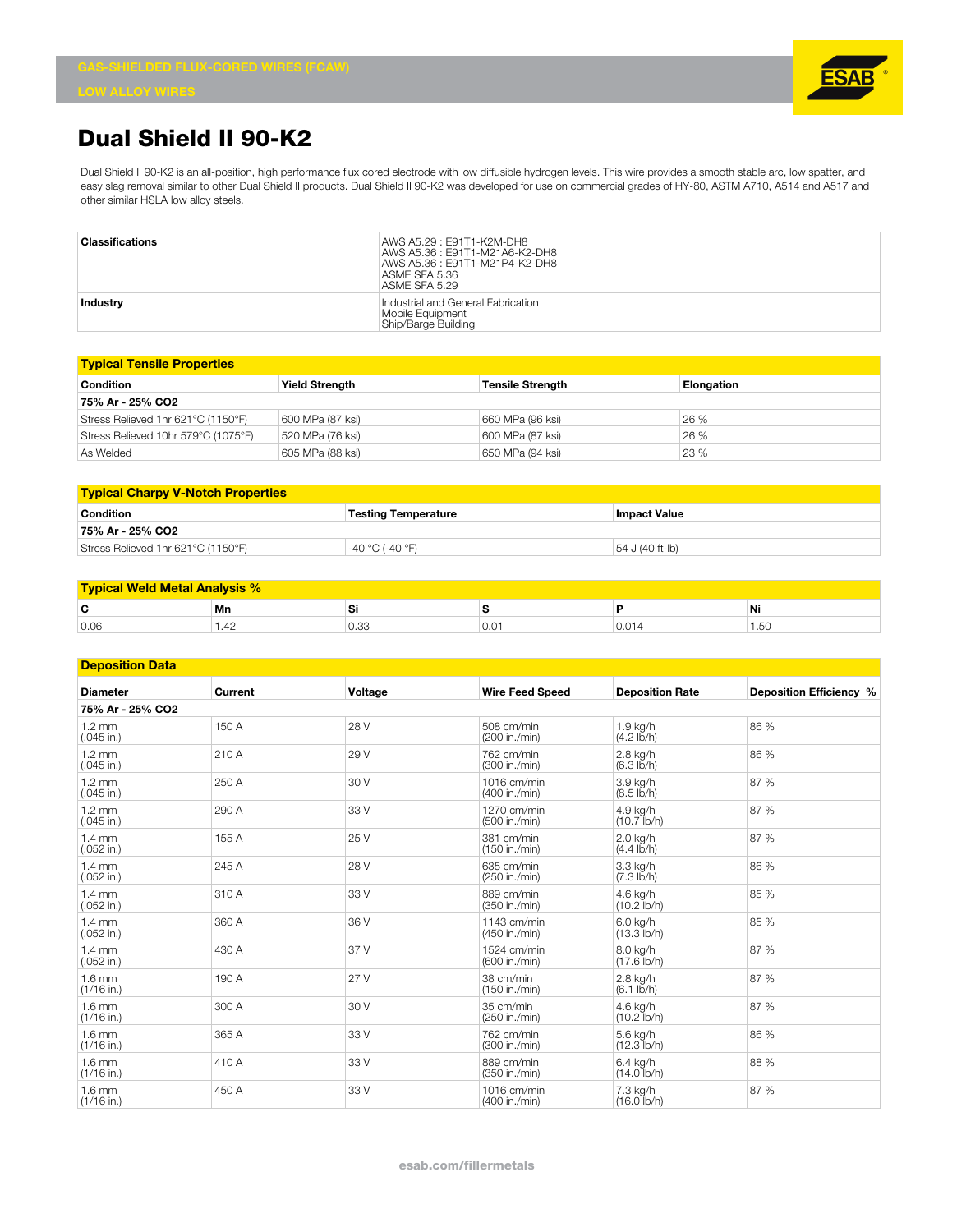GAS-SHIELDED FLUX-CORED WIRES (FCAW)

LOW ALLOY WIRES

# Dual Shield II 90-K2

Dual Shield II 90-K2 is an all-position, high performance flux cored electrode with low diffusible hydrogen levels. This wire provides a smooth stable arc, low spatter, and easy slag removal similar to other Dual Shield II products. Dual Shield II 90-K2 was developed for use on commercial grades of HY-80, ASTM A710, A514 and A517 and other similar HSLA low alloy steels.

| | |
|---|---|
| **Classifications** | AWS A5.29 : E91T1-K2M-DH8<br>AWS A5.36 : E91T1-M21A6-K2-DH8<br>AWS A5.36 : E91T1-M21P4-K2-DH8<br>ASME SFA 5.36<br>ASME SFA 5.29 |
| **Industry** | Industrial and General Fabrication<br>Mobile Equipment<br>Ship/Barge Building |

## Typical Tensile Properties

| Condition | Yield Strength | Tensile Strength | Elongation |
|---|---|---|---|
| **75% Ar - 25% CO2** | | | |
| Stress Relieved 1hr 621°C (1150°F) | 600 MPa (87 ksi) | 660 MPa (96 ksi) | 26 % |
| Stress Relieved 10hr 579°C (1075°F) | 520 MPa (76 ksi) | 600 MPa (87 ksi) | 26 % |
| As Welded | 605 MPa (88 ksi) | 650 MPa (94 ksi) | 23 % |

## Typical Charpy V-Notch Properties

| Condition | Testing Temperature | Impact Value |
|---|---|---|
| **75% Ar - 25% CO2** | | |
| Stress Relieved 1hr 621°C (1150°F) | -40 °C (-40 °F) | 54 J (40 ft-lb) |

## Typical Weld Metal Analysis %

| C | Mn | Si | S | P | Ni |
|---|---|---|---|---|---|
| 0.06 | 1.42 | 0.33 | 0.01 | 0.014 | 1.50 |

## Deposition Data

| Diameter | Current | Voltage | Wire Feed Speed | Deposition Rate | Deposition Efficiency % |
|---|---|---|---|---|---|
| **75% Ar - 25% CO2** | | | | | |
| 1.2 mm (.045 in.) | 150 A | 28 V | 508 cm/min (200 in./min) | 1.9 kg/h (4.2 lb/h) | 86 % |
| 1.2 mm (.045 in.) | 210 A | 29 V | 762 cm/min (300 in./min) | 2.8 kg/h (6.3 lb/h) | 86 % |
| 1.2 mm (.045 in.) | 250 A | 30 V | 1016 cm/min (400 in./min) | 3.9 kg/h (8.5 lb/h) | 87 % |
| 1.2 mm (.045 in.) | 290 A | 33 V | 1270 cm/min (500 in./min) | 4.9 kg/h (10.7 lb/h) | 87 % |
| 1.4 mm (.052 in.) | 155 A | 25 V | 381 cm/min (150 in./min) | 2.0 kg/h (4.4 lb/h) | 87 % |
| 1.4 mm (.052 in.) | 245 A | 28 V | 635 cm/min (250 in./min) | 3.3 kg/h (7.3 lb/h) | 86 % |
| 1.4 mm (.052 in.) | 310 A | 33 V | 889 cm/min (350 in./min) | 4.6 kg/h (10.2 lb/h) | 85 % |
| 1.4 mm (.052 in.) | 360 A | 36 V | 1143 cm/min (450 in./min) | 6.0 kg/h (13.3 lb/h) | 85 % |
| 1.4 mm (.052 in.) | 430 A | 37 V | 1524 cm/min (600 in./min) | 8.0 kg/h (17.6 lb/h) | 87 % |
| 1.6 mm (1/16 in.) | 190 A | 27 V | 38 cm/min (150 in./min) | 2.8 kg/h (6.1 lb/h) | 87 % |
| 1.6 mm (1/16 in.) | 300 A | 30 V | 35 cm/min (250 in./min) | 4.6 kg/h (10.2 lb/h) | 87 % |
| 1.6 mm (1/16 in.) | 365 A | 33 V | 762 cm/min (300 in./min) | 5.6 kg/h (12.3 lb/h) | 86 % |
| 1.6 mm (1/16 in.) | 410 A | 33 V | 889 cm/min (350 in./min) | 6.4 kg/h (14.0 lb/h) | 88 % |
| 1.6 mm (1/16 in.) | 450 A | 33 V | 1016 cm/min (400 in./min) | 7.3 kg/h (16.0 lb/h) | 87 % |

esab.com/fillermetals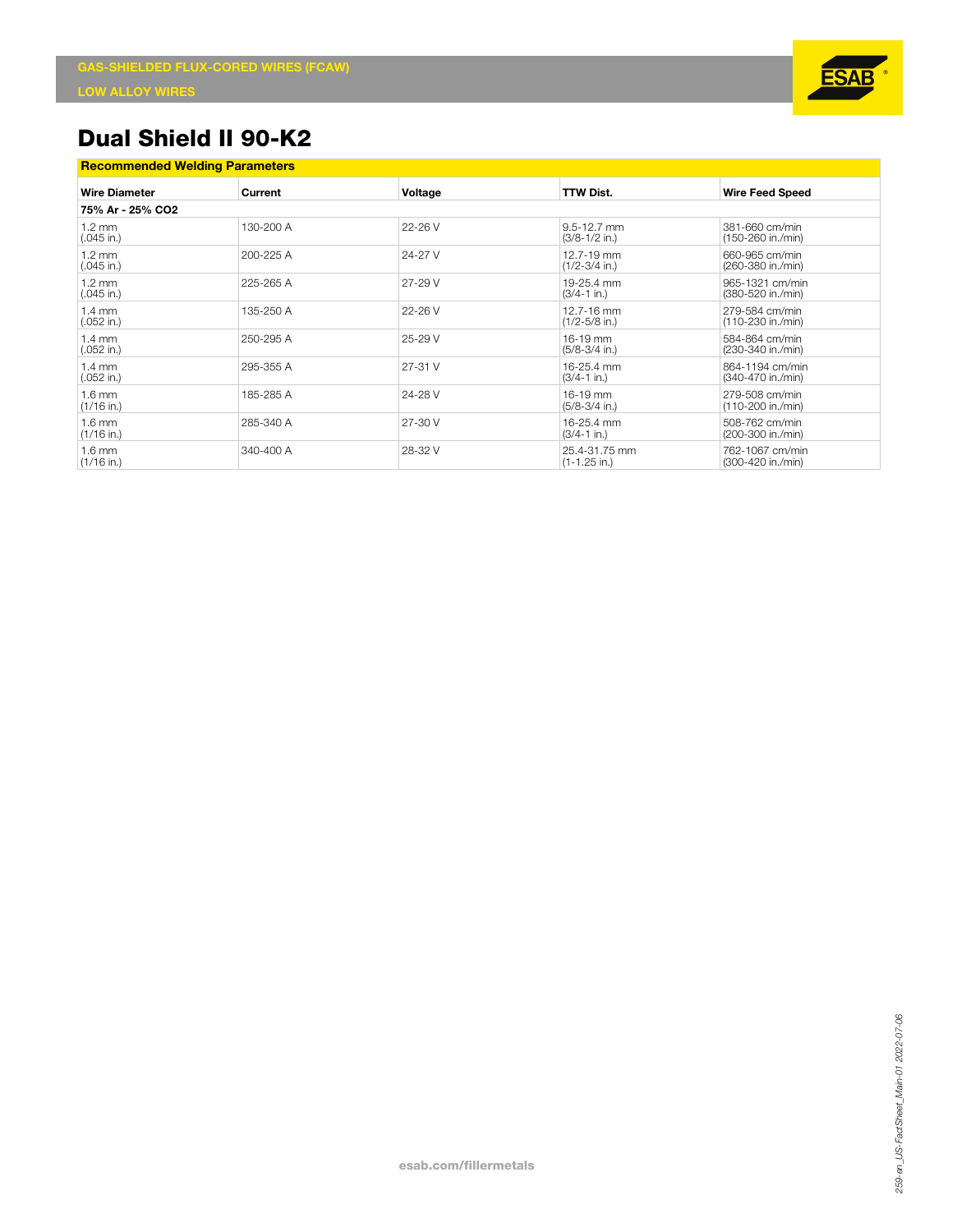# Dual Shield II 90-K2

**Recommended Welding Parameters**

| Wire Diameter | Current | Voltage | TTW Dist. | Wire Feed Speed |
|---|---|---|---|---|
| **75% Ar - 25% CO2** | | | | |
| 1.2 mm (.045 in.) | 130-200 A | 22-26 V | 9.5-12.7 mm (3/8-1/2 in.) | 381-660 cm/min (150-260 in./min) |
| 1.2 mm (.045 in.) | 200-225 A | 24-27 V | 12.7-19 mm (1/2-3/4 in.) | 660-965 cm/min (260-380 in./min) |
| 1.2 mm (.045 in.) | 225-265 A | 27-29 V | 19-25.4 mm (3/4-1 in.) | 965-1321 cm/min (380-520 in./min) |
| 1.4 mm (.052 in.) | 135-250 A | 22-26 V | 12.7-16 mm (1/2-5/8 in.) | 279-584 cm/min (110-230 in./min) |
| 1.4 mm (.052 in.) | 250-295 A | 25-29 V | 16-19 mm (5/8-3/4 in.) | 584-864 cm/min (230-340 in./min) |
| 1.4 mm (.052 in.) | 295-355 A | 27-31 V | 16-25.4 mm (3/4-1 in.) | 864-1194 cm/min (340-470 in./min) |
| 1.6 mm (1/16 in.) | 185-285 A | 24-28 V | 16-19 mm (5/8-3/4 in.) | 279-508 cm/min (110-200 in./min) |
| 1.6 mm (1/16 in.) | 285-340 A | 27-30 V | 16-25.4 mm (3/4-1 in.) | 508-762 cm/min (200-300 in./min) |
| 1.6 mm (1/16 in.) | 340-400 A | 28-32 V | 25.4-31.75 mm (1-1.25 in.) | 762-1067 cm/min (300-420 in./min) |